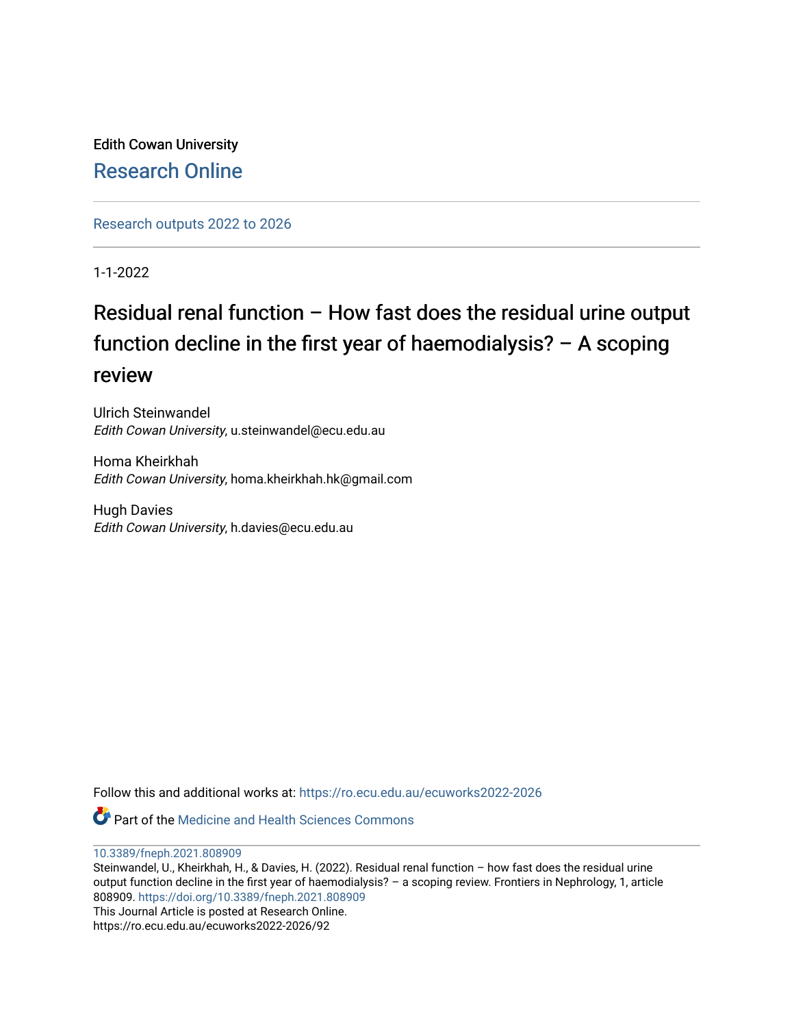Edith Cowan University

Research Online

Research outputs 2022 to 2026

1-1-2022

# Residual renal function – How fast does the residual urine output function decline in the first year of haemodialysis? – A scoping review

Ulrich Steinwandel
*Edith Cowan University*, u.steinwandel@ecu.edu.au

Homa Kheirkhah
*Edith Cowan University*, homa.kheirkhah.hk@gmail.com

Hugh Davies
*Edith Cowan University*, h.davies@ecu.edu.au

Follow this and additional works at: https://ro.ecu.edu.au/ecuworks2022-2026

Part of the Medicine and Health Sciences Commons

10.3389/fneph.2021.808909

Steinwandel, U., Kheirkhah, H., & Davies, H. (2022). Residual renal function – how fast does the residual urine output function decline in the first year of haemodialysis? – a scoping review. Frontiers in Nephrology, 1, article 808909. https://doi.org/10.3389/fneph.2021.808909

This Journal Article is posted at Research Online.
https://ro.ecu.edu.au/ecuworks2022-2026/92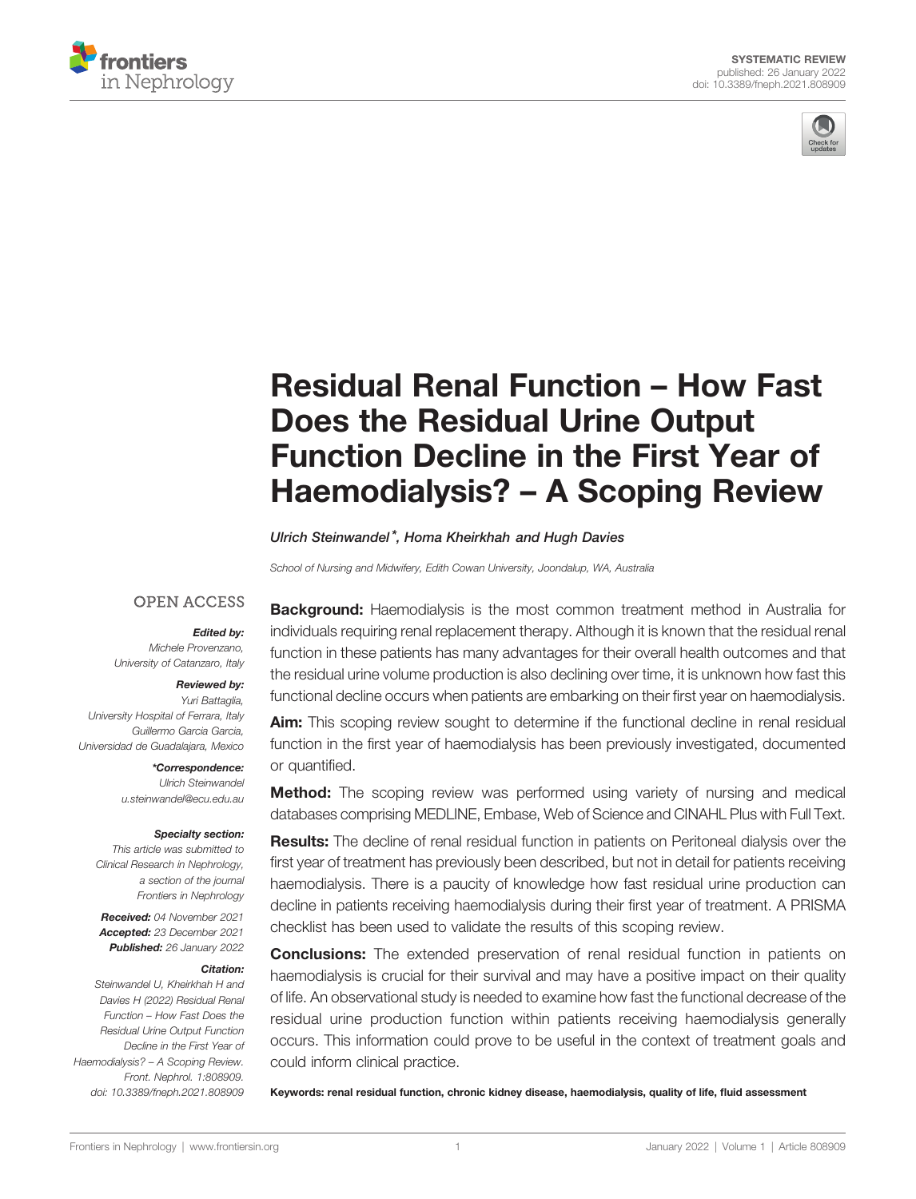# Residual Renal Function – How Fast Does the Residual Urine Output Function Decline in the First Year of Haemodialysis? – A Scoping Review

*Ulrich Steinwandel\*, Homa Kheirkhah and Hugh Davies*

*School of Nursing and Midwifery, Edith Cowan University, Joondalup, WA, Australia*

OPEN ACCESS

***Edited by:***
*Michele Provenzano,*
*University of Catanzaro, Italy*

***Reviewed by:***
*Yuri Battaglia,*
*University Hospital of Ferrara, Italy*
*Guillermo Garcia Garcia,*
*Universidad de Guadalajara, Mexico*

***\*Correspondence:***
*Ulrich Steinwandel*
*u.steinwandel@ecu.edu.au*

***Specialty section:***
*This article was submitted to Clinical Research in Nephrology, a section of the journal Frontiers in Nephrology*

***Received:*** *04 November 2021*
***Accepted:*** *23 December 2021*
***Published:*** *26 January 2022*

***Citation:***
*Steinwandel U, Kheirkhah H and Davies H (2022) Residual Renal Function – How Fast Does the Residual Urine Output Function Decline in the First Year of Haemodialysis? – A Scoping Review. Front. Nephrol. 1:808909. doi: 10.3389/fneph.2021.808909*

**Background:** Haemodialysis is the most common treatment method in Australia for individuals requiring renal replacement therapy. Although it is known that the residual renal function in these patients has many advantages for their overall health outcomes and that the residual urine volume production is also declining over time, it is unknown how fast this functional decline occurs when patients are embarking on their first year on haemodialysis.

**Aim:** This scoping review sought to determine if the functional decline in renal residual function in the first year of haemodialysis has been previously investigated, documented or quantified.

**Method:** The scoping review was performed using variety of nursing and medical databases comprising MEDLINE, Embase, Web of Science and CINAHL Plus with Full Text.

**Results:** The decline of renal residual function in patients on Peritoneal dialysis over the first year of treatment has previously been described, but not in detail for patients receiving haemodialysis. There is a paucity of knowledge how fast residual urine production can decline in patients receiving haemodialysis during their first year of treatment. A PRISMA checklist has been used to validate the results of this scoping review.

**Conclusions:** The extended preservation of renal residual function in patients on haemodialysis is crucial for their survival and may have a positive impact on their quality of life. An observational study is needed to examine how fast the functional decrease of the residual urine production function within patients receiving haemodialysis generally occurs. This information could prove to be useful in the context of treatment goals and could inform clinical practice.

**Keywords: renal residual function, chronic kidney disease, haemodialysis, quality of life, fluid assessment**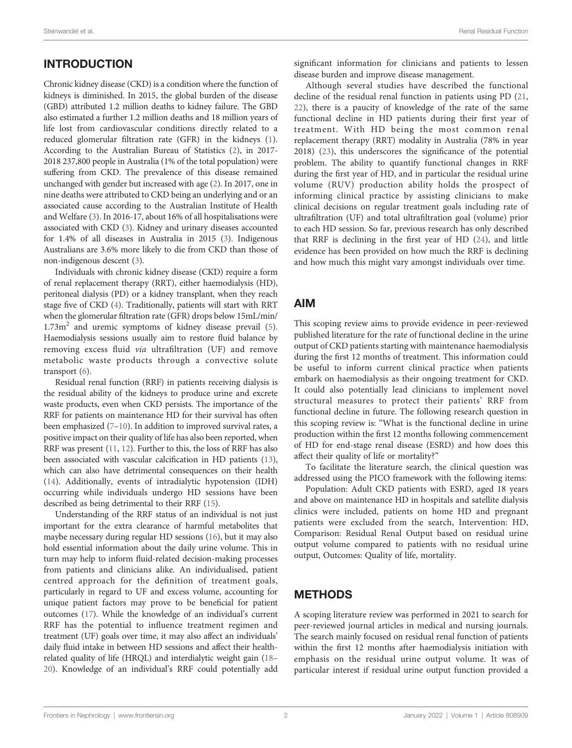## INTRODUCTION

Chronic kidney disease (CKD) is a condition where the function of kidneys is diminished. In 2015, the global burden of the disease (GBD) attributed 1.2 million deaths to kidney failure. The GBD also estimated a further 1.2 million deaths and 18 million years of life lost from cardiovascular conditions directly related to a reduced glomerular filtration rate (GFR) in the kidneys (1). According to the Australian Bureau of Statistics (2), in 2017-2018 237,800 people in Australia (1% of the total population) were suffering from CKD. The prevalence of this disease remained unchanged with gender but increased with age (2). In 2017, one in nine deaths were attributed to CKD being an underlying and or an associated cause according to the Australian Institute of Health and Welfare (3). In 2016-17, about 16% of all hospitalisations were associated with CKD (3). Kidney and urinary diseases accounted for 1.4% of all diseases in Australia in 2015 (3). Indigenous Australians are 3.6% more likely to die from CKD than those of non-indigenous descent (3).

Individuals with chronic kidney disease (CKD) require a form of renal replacement therapy (RRT), either haemodialysis (HD), peritoneal dialysis (PD) or a kidney transplant, when they reach stage five of CKD (4). Traditionally, patients will start with RRT when the glomerular filtration rate (GFR) drops below 15mL/min/1.73m$^2$ and uremic symptoms of kidney disease prevail (5). Haemodialysis sessions usually aim to restore fluid balance by removing excess fluid *via* ultrafiltration (UF) and remove metabolic waste products through a convective solute transport (6).

Residual renal function (RRF) in patients receiving dialysis is the residual ability of the kidneys to produce urine and excrete waste products, even when CKD persists. The importance of the RRF for patients on maintenance HD for their survival has often been emphasized (7–10). In addition to improved survival rates, a positive impact on their quality of life has also been reported, when RRF was present (11, 12). Further to this, the loss of RRF has also been associated with vascular calcification in HD patients (13), which can also have detrimental consequences on their health (14). Additionally, events of intradialytic hypotension (IDH) occurring while individuals undergo HD sessions have been described as being detrimental to their RRF (15).

Understanding of the RRF status of an individual is not just important for the extra clearance of harmful metabolites that maybe necessary during regular HD sessions (16), but it may also hold essential information about the daily urine volume. This in turn may help to inform fluid-related decision-making processes from patients and clinicians alike. An individualised, patient centred approach for the definition of treatment goals, particularly in regard to UF and excess volume, accounting for unique patient factors may prove to be beneficial for patient outcomes (17). While the knowledge of an individual's current RRF has the potential to influence treatment regimen and treatment (UF) goals over time, it may also affect an individuals' daily fluid intake in between HD sessions and affect their health-related quality of life (HRQL) and interdialytic weight gain (18–20). Knowledge of an individual's RRF could potentially add significant information for clinicians and patients to lessen disease burden and improve disease management.

Although several studies have described the functional decline of the residual renal function in patients using PD (21, 22), there is a paucity of knowledge of the rate of the same functional decline in HD patients during their first year of treatment. With HD being the most common renal replacement therapy (RRT) modality in Australia (78% in year 2018) (23), this underscores the significance of the potential problem. The ability to quantify functional changes in RRF during the first year of HD, and in particular the residual urine volume (RUV) production ability holds the prospect of informing clinical practice by assisting clinicians to make clinical decisions on regular treatment goals including rate of ultrafiltration (UF) and total ultrafiltration goal (volume) prior to each HD session. So far, previous research has only described that RRF is declining in the first year of HD (24), and little evidence has been provided on how much the RRF is declining and how much this might vary amongst individuals over time.

## AIM

This scoping review aims to provide evidence in peer-reviewed published literature for the rate of functional decline in the urine output of CKD patients starting with maintenance haemodialysis during the first 12 months of treatment. This information could be useful to inform current clinical practice when patients embark on haemodialysis as their ongoing treatment for CKD. It could also potentially lead clinicians to implement novel structural measures to protect their patients' RRF from functional decline in future. The following research question in this scoping review is: "What is the functional decline in urine production within the first 12 months following commencement of HD for end-stage renal disease (ESRD) and how does this affect their quality of life or mortality?"

To facilitate the literature search, the clinical question was addressed using the PICO framework with the following items:

Population: Adult CKD patients with ESRD, aged 18 years and above on maintenance HD in hospitals and satellite dialysis clinics were included, patients on home HD and pregnant patients were excluded from the search, Intervention: HD, Comparison: Residual Renal Output based on residual urine output volume compared to patients with no residual urine output, Outcomes: Quality of life, mortality.

## METHODS

A scoping literature review was performed in 2021 to search for peer-reviewed journal articles in medical and nursing journals. The search mainly focused on residual renal function of patients within the first 12 months after haemodialysis initiation with emphasis on the residual urine output volume. It was of particular interest if residual urine output function provided a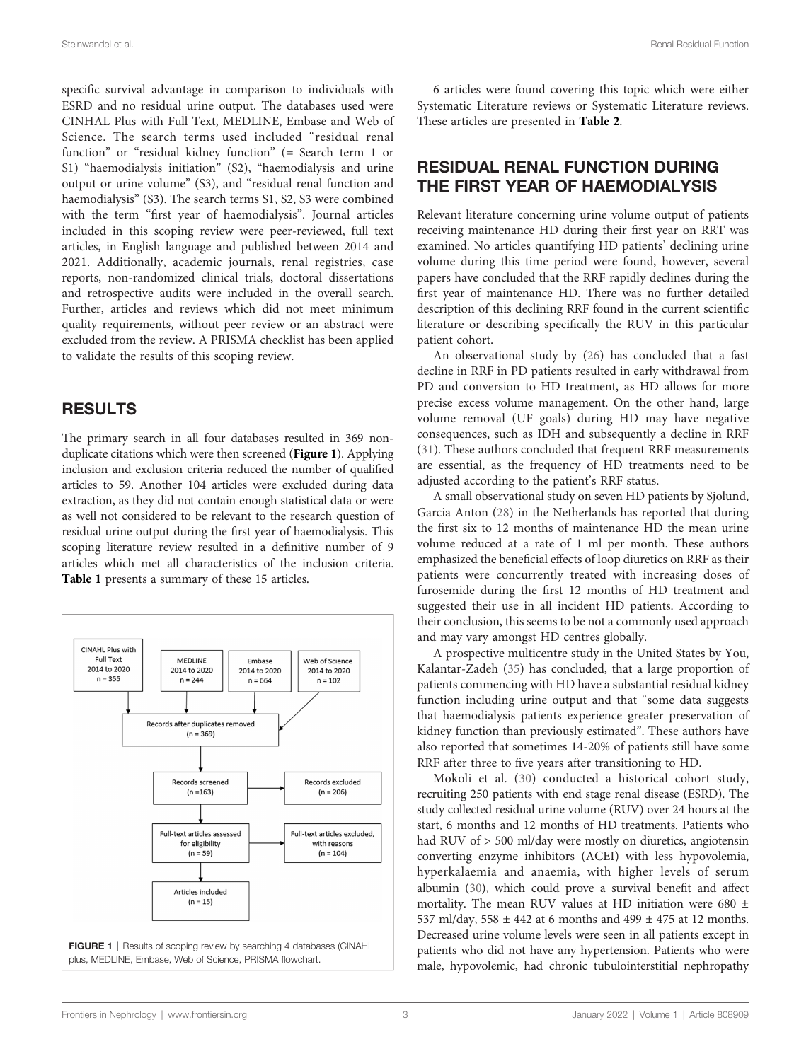specific survival advantage in comparison to individuals with ESRD and no residual urine output. The databases used were CINHAL Plus with Full Text, MEDLINE, Embase and Web of Science. The search terms used included "residual renal function" or "residual kidney function" (= Search term 1 or S1) "haemodialysis initiation" (S2), "haemodialysis and urine output or urine volume" (S3), and "residual renal function and haemodialysis" (S3). The search terms S1, S2, S3 were combined with the term "first year of haemodialysis". Journal articles included in this scoping review were peer-reviewed, full text articles, in English language and published between 2014 and 2021. Additionally, academic journals, renal registries, case reports, non-randomized clinical trials, doctoral dissertations and retrospective audits were included in the overall search. Further, articles and reviews which did not meet minimum quality requirements, without peer review or an abstract were excluded from the review. A PRISMA checklist has been applied to validate the results of this scoping review.

## RESULTS

The primary search in all four databases resulted in 369 non-duplicate citations which were then screened (**Figure 1**). Applying inclusion and exclusion criteria reduced the number of qualified articles to 59. Another 104 articles were excluded during data extraction, as they did not contain enough statistical data or were as well not considered to be relevant to the research question of residual urine output during the first year of haemodialysis. This scoping literature review resulted in a definitive number of 9 articles which met all characteristics of the inclusion criteria. **Table 1** presents a summary of these 15 articles.

**FIGURE 1** | Results of scoping review by searching 4 databases (CINAHL plus, MEDLINE, Embase, Web of Science, PRISMA flowchart.

6 articles were found covering this topic which were either Systematic Literature reviews or Systematic Literature reviews. These articles are presented in **Table 2**.

## RESIDUAL RENAL FUNCTION DURING THE FIRST YEAR OF HAEMODIALYSIS

Relevant literature concerning urine volume output of patients receiving maintenance HD during their first year on RRT was examined. No articles quantifying HD patients' declining urine volume during this time period were found, however, several papers have concluded that the RRF rapidly declines during the first year of maintenance HD. There was no further detailed description of this declining RRF found in the current scientific literature or describing specifically the RUV in this particular patient cohort.

An observational study by (26) has concluded that a fast decline in RRF in PD patients resulted in early withdrawal from PD and conversion to HD treatment, as HD allows for more precise excess volume management. On the other hand, large volume removal (UF goals) during HD may have negative consequences, such as IDH and subsequently a decline in RRF (31). These authors concluded that frequent RRF measurements are essential, as the frequency of HD treatments need to be adjusted according to the patient's RRF status.

A small observational study on seven HD patients by Sjolund, Garcia Anton (28) in the Netherlands has reported that during the first six to 12 months of maintenance HD the mean urine volume reduced at a rate of 1 ml per month. These authors emphasized the beneficial effects of loop diuretics on RRF as their patients were concurrently treated with increasing doses of furosemide during the first 12 months of HD treatment and suggested their use in all incident HD patients. According to their conclusion, this seems to be not a commonly used approach and may vary amongst HD centres globally.

A prospective multicentre study in the United States by You, Kalantar-Zadeh (35) has concluded, that a large proportion of patients commencing with HD have a substantial residual kidney function including urine output and that "some data suggests that haemodialysis patients experience greater preservation of kidney function than previously estimated". These authors have also reported that sometimes 14-20% of patients still have some RRF after three to five years after transitioning to HD.

Mokoli et al. (30) conducted a historical cohort study, recruiting 250 patients with end stage renal disease (ESRD). The study collected residual urine volume (RUV) over 24 hours at the start, 6 months and 12 months of HD treatments. Patients who had RUV of > 500 ml/day were mostly on diuretics, angiotensin converting enzyme inhibitors (ACEI) with less hypovolemia, hyperkalaemia and anaemia, with higher levels of serum albumin (30), which could prove a survival benefit and affect mortality. The mean RUV values at HD initiation were 680 ± 537 ml/day, 558 ± 442 at 6 months and 499 ± 475 at 12 months. Decreased urine volume levels were seen in all patients except in patients who did not have any hypertension. Patients who were male, hypovolemic, had chronic tubulointerstitial nephropathy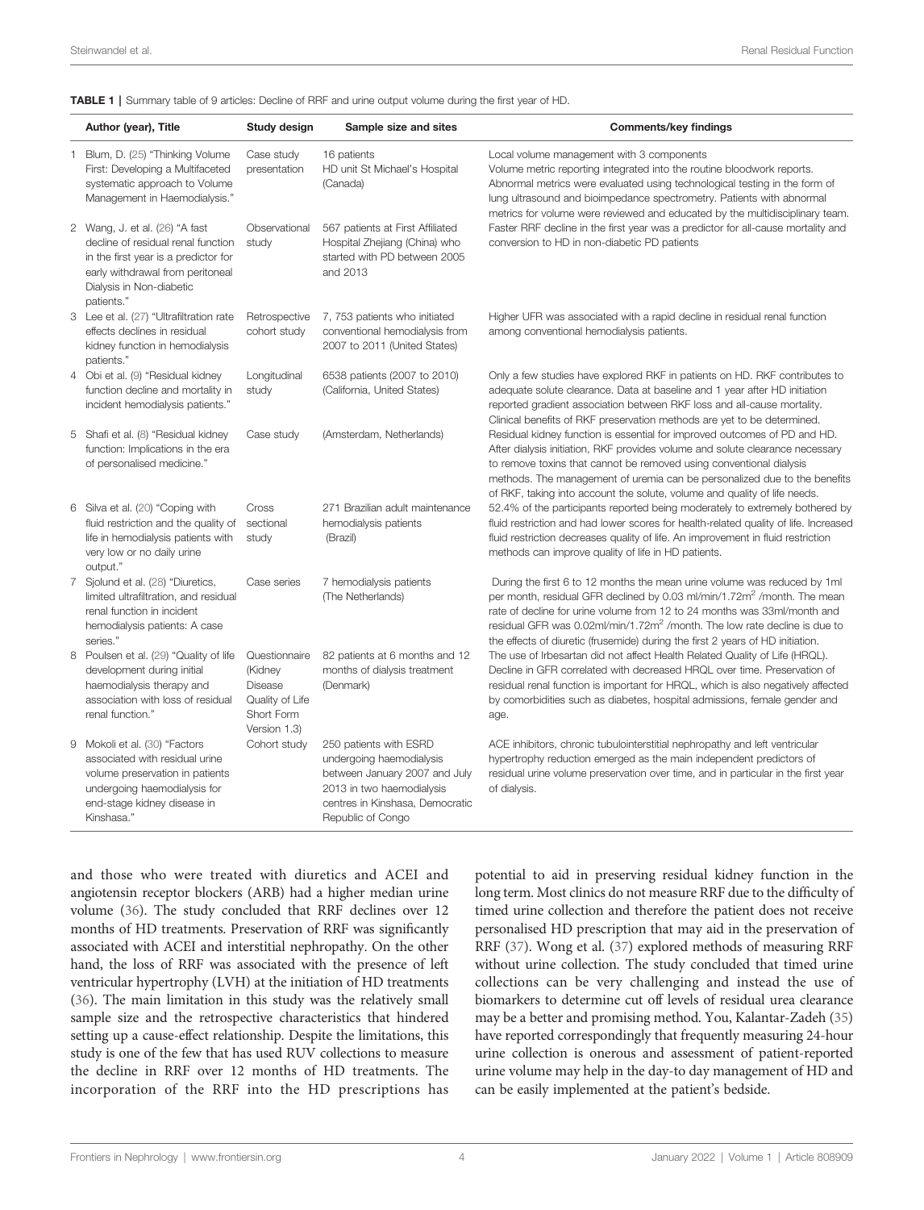**TABLE 1** | Summary table of 9 articles: Decline of RRF and urine output volume during the first year of HD.

| | Author (year), Title | Study design | Sample size and sites | Comments/key findings |
|---|---|---|---|---|
| 1 | Blum, D. (25) "Thinking Volume First: Developing a Multifaceted systematic approach to Volume Management in Haemodialysis." | Case study presentation | 16 patients HD unit St Michael's Hospital (Canada) | Local volume management with 3 components Volume metric reporting integrated into the routine bloodwork reports. Abnormal metrics were evaluated using technological testing in the form of lung ultrasound and bioimpedance spectrometry. Patients with abnormal metrics for volume were reviewed and educated by the multidisciplinary team. |
| 2 | Wang, J. et al. (26) "A fast decline of residual renal function in the first year is a predictor for early withdrawal from peritoneal Dialysis in Non-diabetic patients." | Observational study | 567 patients at First Affiliated Hospital Zhejiang (China) who started with PD between 2005 and 2013 | Faster RRF decline in the first year was a predictor for all-cause mortality and conversion to HD in non-diabetic PD patients |
| 3 | Lee et al. (27) "Ultrafiltration rate effects declines in residual kidney function in hemodialysis patients." | Retrospective cohort study | 7, 753 patients who initiated conventional hemodialysis from 2007 to 2011 (United States) | Higher UFR was associated with a rapid decline in residual renal function among conventional hemodialysis patients. |
| 4 | Obi et al. (9) "Residual kidney function decline and mortality in incident hemodialysis patients." | Longitudinal study | 6538 patients (2007 to 2010) (California, United States) | Only a few studies have explored RKF in patients on HD. RKF contributes to adequate solute clearance. Data at baseline and 1 year after HD initiation reported gradient association between RKF loss and all-cause mortality. Clinical benefits of RKF preservation methods are yet to be determined. |
| 5 | Shafi et al. (8) "Residual kidney function: Implications in the era of personalised medicine." | Case study | (Amsterdam, Netherlands) | Residual kidney function is essential for improved outcomes of PD and HD. After dialysis initiation, RKF provides volume and solute clearance necessary to remove toxins that cannot be removed using conventional dialysis methods. The management of uremia can be personalized due to the benefits of RKF, taking into account the solute, volume and quality of life needs. |
| 6 | Silva et al. (20) "Coping with fluid restriction and the quality of life in hemodialysis patients with very low or no daily urine output." | Cross sectional study | 271 Brazilian adult maintenance hemodialysis patients (Brazil) | 52.4% of the participants reported being moderately to extremely bothered by fluid restriction and had lower scores for health-related quality of life. Increased fluid restriction decreases quality of life. An improvement in fluid restriction methods can improve quality of life in HD patients. |
| 7 | Sjolund et al. (28) "Diuretics, limited ultrafiltration, and residual renal function in incident hemodialysis patients: A case series." | Case series | 7 hemodialysis patients (The Netherlands) | During the first 6 to 12 months the mean urine volume was reduced by 1ml per month, residual GFR declined by 0.03 ml/min/1.72m$^2$ /month. The mean rate of decline for urine volume from 12 to 24 months was 33ml/month and residual GFR was 0.02ml/min/1.72m$^2$ /month. The low rate decline is due to the effects of diuretic (frusemide) during the first 2 years of HD initiation. |
| 8 | Poulsen et al. (29) "Quality of life development during initial haemodialysis therapy and association with loss of residual renal function." | Questionnaire (Kidney Disease Quality of Life Short Form Version 1.3) | 82 patients at 6 months and 12 months of dialysis treatment (Denmark) | The use of Irbesartan did not affect Health Related Quality of Life (HRQL). Decline in GFR correlated with decreased HRQL over time. Preservation of residual renal function is important for HRQL, which is also negatively affected by comorbidities such as diabetes, hospital admissions, female gender and age. |
| 9 | Mokoli et al. (30) "Factors associated with residual urine volume preservation in patients undergoing haemodialysis for end-stage kidney disease in Kinshasa." | Cohort study | 250 patients with ESRD undergoing haemodialysis between January 2007 and July 2013 in two haemodialysis centres in Kinshasa, Democratic Republic of Congo | ACE inhibitors, chronic tubulointerstitial nephropathy and left ventricular hypertrophy reduction emerged as the main independent predictors of residual urine volume preservation over time, and in particular in the first year of dialysis. |

and those who were treated with diuretics and ACEI and angiotensin receptor blockers (ARB) had a higher median urine volume (36). The study concluded that RRF declines over 12 months of HD treatments. Preservation of RRF was significantly associated with ACEI and interstitial nephropathy. On the other hand, the loss of RRF was associated with the presence of left ventricular hypertrophy (LVH) at the initiation of HD treatments (36). The main limitation in this study was the relatively small sample size and the retrospective characteristics that hindered setting up a cause-effect relationship. Despite the limitations, this study is one of the few that has used RUV collections to measure the decline in RRF over 12 months of HD treatments. The incorporation of the RRF into the HD prescriptions has potential to aid in preserving residual kidney function in the long term. Most clinics do not measure RRF due to the difficulty of timed urine collection and therefore the patient does not receive personalised HD prescription that may aid in the preservation of RRF (37). Wong et al. (37) explored methods of measuring RRF without urine collection. The study concluded that timed urine collections can be very challenging and instead the use of biomarkers to determine cut off levels of residual urea clearance may be a better and promising method. You, Kalantar-Zadeh (35) have reported correspondingly that frequently measuring 24-hour urine collection is onerous and assessment of patient-reported urine volume may help in the day-to day management of HD and can be easily implemented at the patient's bedside.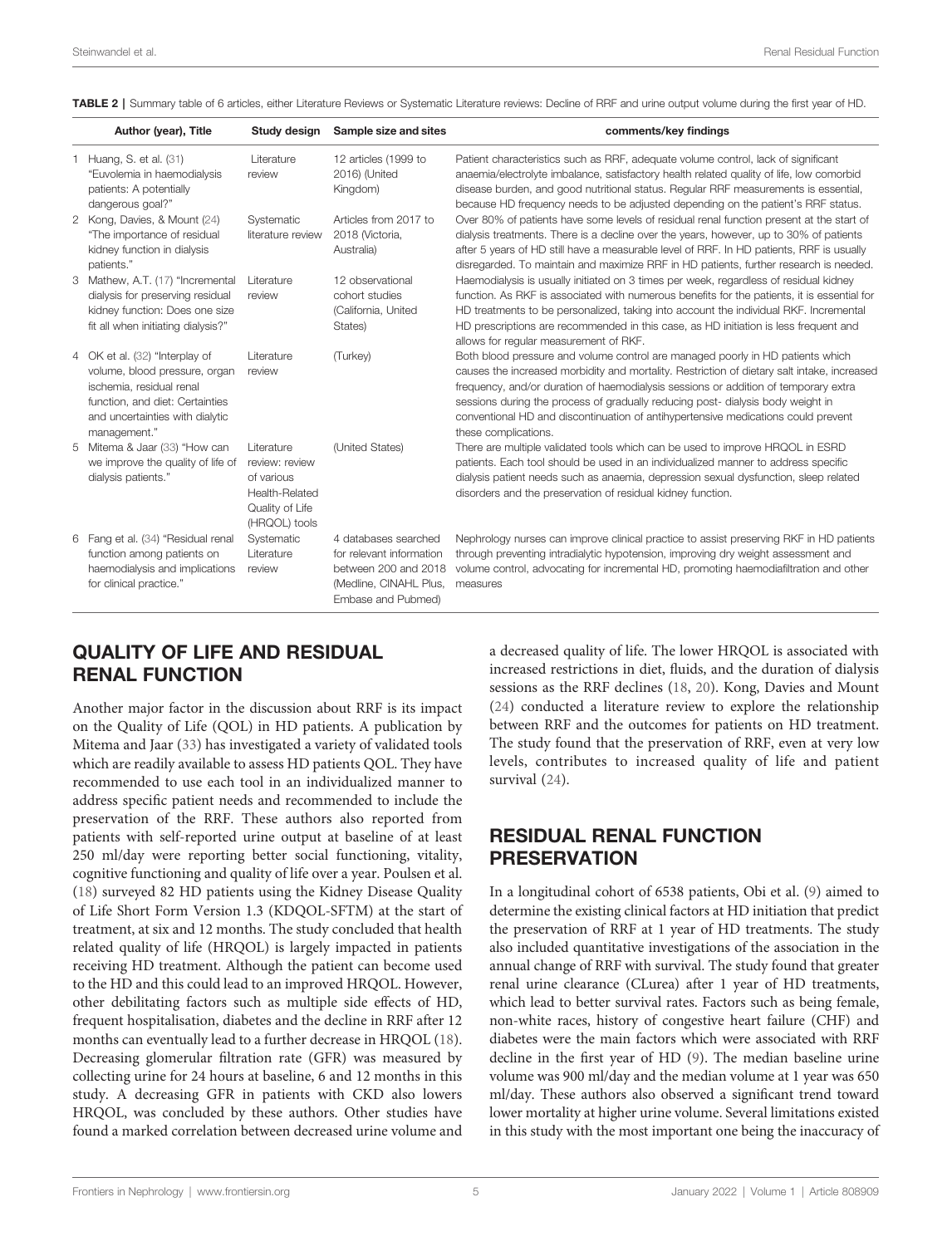TABLE 2 | Summary table of 6 articles, either Literature Reviews or Systematic Literature reviews: Decline of RRF and urine output volume during the first year of HD.

| | Author (year), Title | Study design | Sample size and sites | comments/key findings |
|---|---|---|---|---|
| 1 | Huang, S. et al. (31) "Euvolemia in haemodialysis patients: A potentially dangerous goal?" | Literature review | 12 articles (1999 to 2016) (United Kingdom) | Patient characteristics such as RRF, adequate volume control, lack of significant anaemia/electrolyte imbalance, satisfactory health related quality of life, low comorbid disease burden, and good nutritional status. Regular RRF measurements is essential, because HD frequency needs to be adjusted depending on the patient's RRF status. |
| 2 | Kong, Davies, & Mount (24) "The importance of residual kidney function in dialysis patients." | Systematic literature review | Articles from 2017 to 2018 (Victoria, Australia) | Over 80% of patients have some levels of residual renal function present at the start of dialysis treatments. There is a decline over the years, however, up to 30% of patients after 5 years of HD still have a measurable level of RRF. In HD patients, RRF is usually disregarded. To maintain and maximize RRF in HD patients, further research is needed. |
| 3 | Mathew, A.T. (17) "Incremental dialysis for preserving residual kidney function: Does one size fit all when initiating dialysis?" | Literature review | 12 observational cohort studies (California, United States) | Haemodialysis is usually initiated on 3 times per week, regardless of residual kidney function. As RKF is associated with numerous benefits for the patients, it is essential for HD treatments to be personalized, taking into account the individual RKF. Incremental HD prescriptions are recommended in this case, as HD initiation is less frequent and allows for regular measurement of RKF. |
| 4 | OK et al. (32) "Interplay of volume, blood pressure, organ ischemia, residual renal function, and diet: Certainties and uncertainties with dialytic management." | Literature review | (Turkey) | Both blood pressure and volume control are managed poorly in HD patients which causes the increased morbidity and mortality. Restriction of dietary salt intake, increased frequency, and/or duration of haemodialysis sessions or addition of temporary extra sessions during the process of gradually reducing post- dialysis body weight in conventional HD and discontinuation of antihypertensive medications could prevent these complications. |
| 5 | Mitema & Jaar (33) "How can we improve the quality of life of dialysis patients." | Literature review: review of various Health-Related Quality of Life (HRQOL) tools | (United States) | There are multiple validated tools which can be used to improve HRQOL in ESRD patients. Each tool should be used in an individualized manner to address specific dialysis patient needs such as anaemia, depression sexual dysfunction, sleep related disorders and the preservation of residual kidney function. |
| 6 | Fang et al. (34) "Residual renal function among patients on haemodialysis and implications for clinical practice." | Systematic Literature review | 4 databases searched for relevant information between 200 and 2018 (Medline, CINAHL Plus, Embase and Pubmed) | Nephrology nurses can improve clinical practice to assist preserving RKF in HD patients through preventing intradialytic hypotension, improving dry weight assessment and volume control, advocating for incremental HD, promoting haemodiafiltration and other measures |

## QUALITY OF LIFE AND RESIDUAL RENAL FUNCTION

Another major factor in the discussion about RRF is its impact on the Quality of Life (QOL) in HD patients. A publication by Mitema and Jaar (33) has investigated a variety of validated tools which are readily available to assess HD patients QOL. They have recommended to use each tool in an individualized manner to address specific patient needs and recommended to include the preservation of the RRF. These authors also reported from patients with self-reported urine output at baseline of at least 250 ml/day were reporting better social functioning, vitality, cognitive functioning and quality of life over a year. Poulsen et al. (18) surveyed 82 HD patients using the Kidney Disease Quality of Life Short Form Version 1.3 (KDQOL-SFTM) at the start of treatment, at six and 12 months. The study concluded that health related quality of life (HRQOL) is largely impacted in patients receiving HD treatment. Although the patient can become used to the HD and this could lead to an improved HRQOL. However, other debilitating factors such as multiple side effects of HD, frequent hospitalisation, diabetes and the decline in RRF after 12 months can eventually lead to a further decrease in HRQOL (18). Decreasing glomerular filtration rate (GFR) was measured by collecting urine for 24 hours at baseline, 6 and 12 months in this study. A decreasing GFR in patients with CKD also lowers HRQOL, was concluded by these authors. Other studies have found a marked correlation between decreased urine volume and a decreased quality of life. The lower HRQOL is associated with increased restrictions in diet, fluids, and the duration of dialysis sessions as the RRF declines (18, 20). Kong, Davies and Mount (24) conducted a literature review to explore the relationship between RRF and the outcomes for patients on HD treatment. The study found that the preservation of RRF, even at very low levels, contributes to increased quality of life and patient survival (24).

## RESIDUAL RENAL FUNCTION PRESERVATION

In a longitudinal cohort of 6538 patients, Obi et al. (9) aimed to determine the existing clinical factors at HD initiation that predict the preservation of RRF at 1 year of HD treatments. The study also included quantitative investigations of the association in the annual change of RRF with survival. The study found that greater renal urine clearance (CLurea) after 1 year of HD treatments, which lead to better survival rates. Factors such as being female, non-white races, history of congestive heart failure (CHF) and diabetes were the main factors which were associated with RRF decline in the first year of HD (9). The median baseline urine volume was 900 ml/day and the median volume at 1 year was 650 ml/day. These authors also observed a significant trend toward lower mortality at higher urine volume. Several limitations existed in this study with the most important one being the inaccuracy of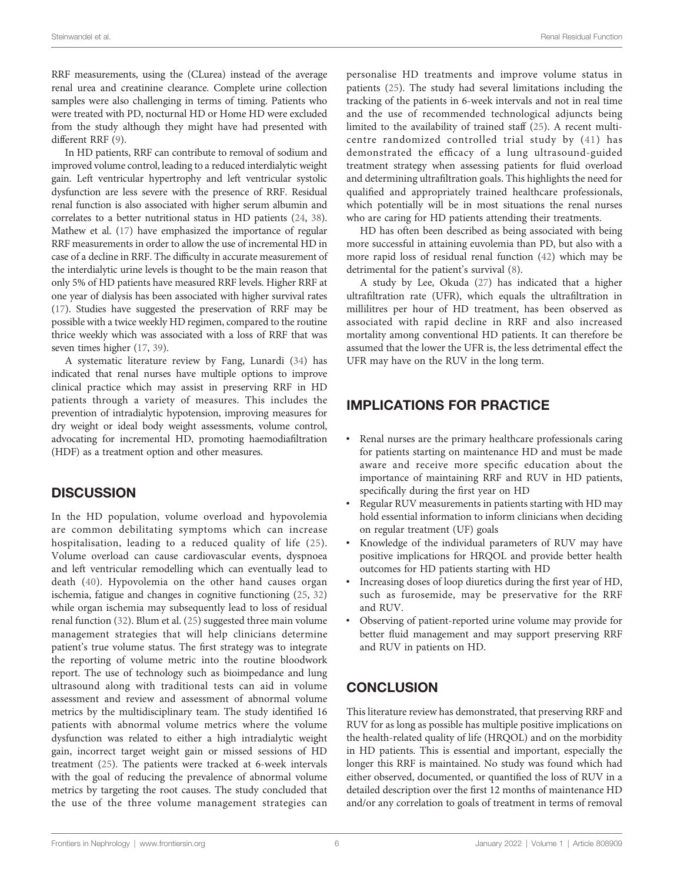RRF measurements, using the (CLurea) instead of the average renal urea and creatinine clearance. Complete urine collection samples were also challenging in terms of timing. Patients who were treated with PD, nocturnal HD or Home HD were excluded from the study although they might have had presented with different RRF (9).

In HD patients, RRF can contribute to removal of sodium and improved volume control, leading to a reduced interdialytic weight gain. Left ventricular hypertrophy and left ventricular systolic dysfunction are less severe with the presence of RRF. Residual renal function is also associated with higher serum albumin and correlates to a better nutritional status in HD patients (24, 38). Mathew et al. (17) have emphasized the importance of regular RRF measurements in order to allow the use of incremental HD in case of a decline in RRF. The difficulty in accurate measurement of the interdialytic urine levels is thought to be the main reason that only 5% of HD patients have measured RRF levels. Higher RRF at one year of dialysis has been associated with higher survival rates (17). Studies have suggested the preservation of RRF may be possible with a twice weekly HD regimen, compared to the routine thrice weekly which was associated with a loss of RRF that was seven times higher (17, 39).

A systematic literature review by Fang, Lunardi (34) has indicated that renal nurses have multiple options to improve clinical practice which may assist in preserving RRF in HD patients through a variety of measures. This includes the prevention of intradialytic hypotension, improving measures for dry weight or ideal body weight assessments, volume control, advocating for incremental HD, promoting haemodiafiltration (HDF) as a treatment option and other measures.

## DISCUSSION

In the HD population, volume overload and hypovolemia are common debilitating symptoms which can increase hospitalisation, leading to a reduced quality of life (25). Volume overload can cause cardiovascular events, dyspnoea and left ventricular remodelling which can eventually lead to death (40). Hypovolemia on the other hand causes organ ischemia, fatigue and changes in cognitive functioning (25, 32) while organ ischemia may subsequently lead to loss of residual renal function (32). Blum et al. (25) suggested three main volume management strategies that will help clinicians determine patient's true volume status. The first strategy was to integrate the reporting of volume metric into the routine bloodwork report. The use of technology such as bioimpedance and lung ultrasound along with traditional tests can aid in volume assessment and review and assessment of abnormal volume metrics by the multidisciplinary team. The study identified 16 patients with abnormal volume metrics where the volume dysfunction was related to either a high intradialytic weight gain, incorrect target weight gain or missed sessions of HD treatment (25). The patients were tracked at 6-week intervals with the goal of reducing the prevalence of abnormal volume metrics by targeting the root causes. The study concluded that the use of the three volume management strategies can personalise HD treatments and improve volume status in patients (25). The study had several limitations including the tracking of the patients in 6-week intervals and not in real time and the use of recommended technological adjuncts being limited to the availability of trained staff (25). A recent multi-centre randomized controlled trial study by (41) has demonstrated the efficacy of a lung ultrasound-guided treatment strategy when assessing patients for fluid overload and determining ultrafiltration goals. This highlights the need for qualified and appropriately trained healthcare professionals, which potentially will be in most situations the renal nurses who are caring for HD patients attending their treatments.

HD has often been described as being associated with being more successful in attaining euvolemia than PD, but also with a more rapid loss of residual renal function (42) which may be detrimental for the patient's survival (8).

A study by Lee, Okuda (27) has indicated that a higher ultrafiltration rate (UFR), which equals the ultrafiltration in millilitres per hour of HD treatment, has been observed as associated with rapid decline in RRF and also increased mortality among conventional HD patients. It can therefore be assumed that the lower the UFR is, the less detrimental effect the UFR may have on the RUV in the long term.

## IMPLICATIONS FOR PRACTICE

- Renal nurses are the primary healthcare professionals caring for patients starting on maintenance HD and must be made aware and receive more specific education about the importance of maintaining RRF and RUV in HD patients, specifically during the first year on HD
- Regular RUV measurements in patients starting with HD may hold essential information to inform clinicians when deciding on regular treatment (UF) goals
- Knowledge of the individual parameters of RUV may have positive implications for HRQOL and provide better health outcomes for HD patients starting with HD
- Increasing doses of loop diuretics during the first year of HD, such as furosemide, may be preservative for the RRF and RUV.
- Observing of patient-reported urine volume may provide for better fluid management and may support preserving RRF and RUV in patients on HD.

## CONCLUSION

This literature review has demonstrated, that preserving RRF and RUV for as long as possible has multiple positive implications on the health-related quality of life (HRQOL) and on the morbidity in HD patients. This is essential and important, especially the longer this RRF is maintained. No study was found which had either observed, documented, or quantified the loss of RUV in a detailed description over the first 12 months of maintenance HD and/or any correlation to goals of treatment in terms of removal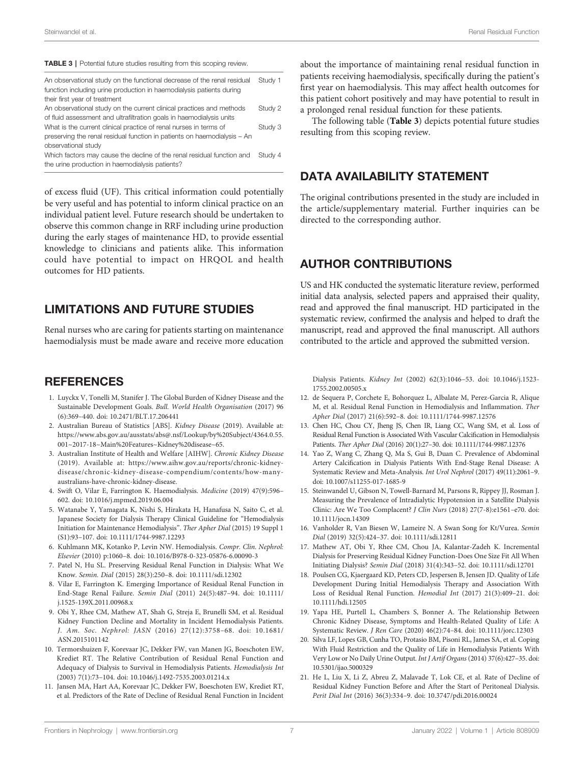**TABLE 3** | Potential future studies resulting from this scoping review.

| | |
|---|---|
| An observational study on the functional decrease of the renal residual function including urine production in haemodialysis patients during their first year of treatment | Study 1 |
| An observational study on the current clinical practices and methods of fluid assessment and ultrafiltration goals in haemodialysis units | Study 2 |
| What is the current clinical practice of renal nurses in terms of preserving the renal residual function in patients on haemodialysis – An observational study | Study 3 |
| Which factors may cause the decline of the renal residual function and the urine production in haemodialysis patients? | Study 4 |

of excess fluid (UF). This critical information could potentially be very useful and has potential to inform clinical practice on an individual patient level. Future research should be undertaken to observe this common change in RRF including urine production during the early stages of maintenance HD, to provide essential knowledge to clinicians and patients alike. This information could have potential to impact on HRQOL and health outcomes for HD patients.

## LIMITATIONS AND FUTURE STUDIES

Renal nurses who are caring for patients starting on maintenance haemodialysis must be made aware and receive more education about the importance of maintaining renal residual function in patients receiving haemodialysis, specifically during the patient's first year on haemodialysis. This may affect health outcomes for this patient cohort positively and may have potential to result in a prolonged renal residual function for these patients.

The following table (**Table 3**) depicts potential future studies resulting from this scoping review.

## DATA AVAILABILITY STATEMENT

The original contributions presented in the study are included in the article/supplementary material. Further inquiries can be directed to the corresponding author.

## AUTHOR CONTRIBUTIONS

US and HK conducted the systematic literature review, performed initial data analysis, selected papers and appraised their quality, read and approved the final manuscript. HD participated in the systematic review, confirmed the analysis and helped to draft the manuscript, read and approved the final manuscript. All authors contributed to the article and approved the submitted version.

## REFERENCES

1. Luyckx V, Tonelli M, Stanifer J. The Global Burden of Kidney Disease and the Sustainable Development Goals. *Bull. World Health Organisation* (2017) 96 (6):369–440. doi: 10.2471/BLT.17.206441
2. Australian Bureau of Statistics [ABS]. *Kidney Disease* (2019). Available at: https://www.abs.gov.au/ausstats/abs@.nsf/Lookup/by%20Subject/4364.0.55.001~2017-18~Main%20Features~Kidney%20disease~65.
3. Australian Institute of Health and Welfare [AIHW]. *Chronic Kidney Disease* (2019). Available at: https://www.aihw.gov.au/reports/chronic-kidney-disease/chronic-kidney-disease-compendium/contents/how-many-australians-have-chronic-kidney-disease.
4. Swift O, Vilar E, Farrington K. Haemodialysis. *Medicine* (2019) 47(9):596–602. doi: 10.1016/j.mpmed.2019.06.004
5. Watanabe Y, Yamagata K, Nishi S, Hirakata H, Hanafusa N, Saito C, et al. Japanese Society for Dialysis Therapy Clinical Guideline for "Hemodialysis Initiation for Maintenance Hemodialysis". *Ther Apher Dial* (2015) 19 Suppl 1 (S1):93–107. doi: 10.1111/1744-9987.12293
6. Kuhlmann MK, Kotanko P, Levin NW. Hemodialysis. *Compr. Clin. Nephrol: Elsevier* (2010) p:1060–8. doi: 10.1016/B978-0-323-05876-6.00090-3
7. Patel N, Hu SL. Preserving Residual Renal Function in Dialysis: What We Know. *Semin. Dial* (2015) 28(3):250–8. doi: 10.1111/sdi.12302
8. Vilar E, Farrington K. Emerging Importance of Residual Renal Function in End-Stage Renal Failure. *Semin Dial* (2011) 24(5):487–94. doi: 10.1111/j.1525-139X.2011.00968.x
9. Obi Y, Rhee CM, Mathew AT, Shah G, Streja E, Brunelli SM, et al. Residual Kidney Function Decline and Mortality in Incident Hemodialysis Patients. *J. Am. Soc. Nephrol: JASN* (2016) 27(12):3758–68. doi: 10.1681/ASN.2015101142
10. Termorshuizen F, Korevaar JC, Dekker FW, van Manen JG, Boeschoten EW, Krediet RT. The Relative Contribution of Residual Renal Function and Adequacy of Dialysis to Survival in Hemodialysis Patients. *Hemodialysis Int* (2003) 7(1):73–104. doi: 10.1046/j.1492-7535.2003.01214.x
11. Jansen MA, Hart AA, Korevaar JC, Dekker FW, Boeschoten EW, Krediet RT, et al. Predictors of the Rate of Decline of Residual Renal Function in Incident Dialysis Patients. *Kidney Int* (2002) 62(3):1046–53. doi: 10.1046/j.1523-1755.2002.00505.x
12. de Sequera P, Corchete E, Bohorquez L, Albalate M, Perez-Garcia R, Alique M, et al. Residual Renal Function in Hemodialysis and Inflammation. *Ther Apher Dial* (2017) 21(6):592–8. doi: 10.1111/1744-9987.12576
13. Chen HC, Chou CY, Jheng JS, Chen IR, Liang CC, Wang SM, et al. Loss of Residual Renal Function is Associated With Vascular Calcification in Hemodialysis Patients. *Ther Apher Dial* (2016) 20(1):27–30. doi: 10.1111/1744-9987.12376
14. Yao Z, Wang C, Zhang Q, Ma S, Gui B, Duan C. Prevalence of Abdominal Artery Calcification in Dialysis Patients With End-Stage Renal Disease: A Systematic Review and Meta-Analysis. *Int Urol Nephrol* (2017) 49(11):2061–9. doi: 10.1007/s11255-017-1685-9
15. Steinwandel U, Gibson N, Towell-Barnard M, Parsons R, Rippey JJ, Rosman J. Measuring the Prevalence of Intradialytic Hypotension in a Satellite Dialysis Clinic: Are We Too Complacent? *J Clin Nurs* (2018) 27(7-8):e1561–e70. doi: 10.1111/jocn.14309
16. Vanholder R, Van Biesen W, Lameire N. A Swan Song for Kt/Vurea. *Semin Dial* (2019) 32(5):424–37. doi: 10.1111/sdi.12811
17. Mathew AT, Obi Y, Rhee CM, Chou JA, Kalantar-Zadeh K. Incremental Dialysis for Preserving Residual Kidney Function-Does One Size Fit All When Initiating Dialysis? *Semin Dial* (2018) 31(4):343–52. doi: 10.1111/sdi.12701
18. Poulsen CG, Kjaergaard KD, Peters CD, Jespersen B, Jensen JD. Quality of Life Development During Initial Hemodialysis Therapy and Association With Loss of Residual Renal Function. *Hemodial Int* (2017) 21(3):409–21. doi: 10.1111/hdi.12505
19. Yapa HE, Purtell L, Chambers S, Bonner A. The Relationship Between Chronic Kidney Disease, Symptoms and Health-Related Quality of Life: A Systematic Review. *J Ren Care* (2020) 46(2):74–84. doi: 10.1111/jorc.12303
20. Silva LF, Lopes GB, Cunha TO, Protasio BM, Pisoni RL, James SA, et al. Coping With Fluid Restriction and the Quality of Life in Hemodialysis Patients With Very Low or No Daily Urine Output. *Int J Artif Organs* (2014) 37(6):427–35. doi: 10.5301/ijao.5000329
21. He L, Liu X, Li Z, Abreu Z, Malavade T, Lok CE, et al. Rate of Decline of Residual Kidney Function Before and After the Start of Peritoneal Dialysis. *Perit Dial Int* (2016) 36(3):334–9. doi: 10.3747/pdi.2016.00024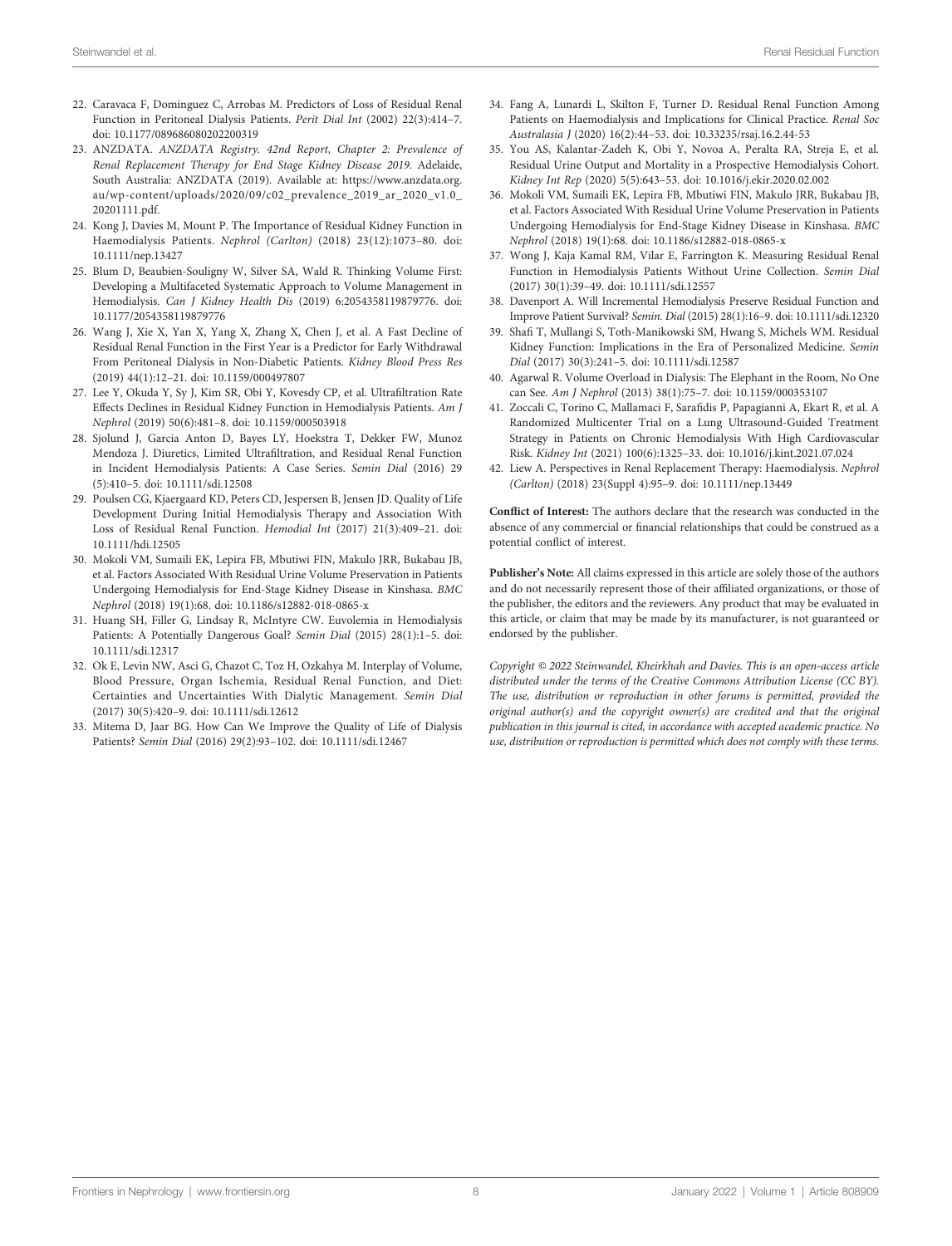22. Caravaca F, Dominguez C, Arrobas M. Predictors of Loss of Residual Renal Function in Peritoneal Dialysis Patients. *Perit Dial Int* (2002) 22(3):414–7. doi: 10.1177/089686080202200319
23. ANZDATA. *ANZDATA Registry. 42nd Report, Chapter 2: Prevalence of Renal Replacement Therapy for End Stage Kidney Disease 2019*. Adelaide, South Australia: ANZDATA (2019). Available at: https://www.anzdata.org.au/wp-content/uploads/2020/09/c02_prevalence_2019_ar_2020_v1.0_20201111.pdf.
24. Kong J, Davies M, Mount P. The Importance of Residual Kidney Function in Haemodialysis Patients. *Nephrol (Carlton)* (2018) 23(12):1073–80. doi: 10.1111/nep.13427
25. Blum D, Beaubien-Souligny W, Silver SA, Wald R. Thinking Volume First: Developing a Multifaceted Systematic Approach to Volume Management in Hemodialysis. *Can J Kidney Health Dis* (2019) 6:2054358119879776. doi: 10.1177/2054358119879776
26. Wang J, Xie X, Yan X, Yang X, Zhang X, Chen J, et al. A Fast Decline of Residual Renal Function in the First Year is a Predictor for Early Withdrawal From Peritoneal Dialysis in Non-Diabetic Patients. *Kidney Blood Press Res* (2019) 44(1):12–21. doi: 10.1159/000497807
27. Lee Y, Okuda Y, Sy J, Kim SR, Obi Y, Kovesdy CP, et al. Ultrafiltration Rate Effects Declines in Residual Kidney Function in Hemodialysis Patients. *Am J Nephrol* (2019) 50(6):481–8. doi: 10.1159/000503918
28. Sjolund J, Garcia Anton D, Bayes LY, Hoekstra T, Dekker FW, Munoz Mendoza J. Diuretics, Limited Ultrafiltration, and Residual Renal Function in Incident Hemodialysis Patients: A Case Series. *Semin Dial* (2016) 29 (5):410–5. doi: 10.1111/sdi.12508
29. Poulsen CG, Kjaergaard KD, Peters CD, Jespersen B, Jensen JD. Quality of Life Development During Initial Hemodialysis Therapy and Association With Loss of Residual Renal Function. *Hemodial Int* (2017) 21(3):409–21. doi: 10.1111/hdi.12505
30. Mokoli VM, Sumaili EK, Lepira FB, Mbutiwi FIN, Makulo JRR, Bukabau JB, et al. Factors Associated With Residual Urine Volume Preservation in Patients Undergoing Hemodialysis for End-Stage Kidney Disease in Kinshasa. *BMC Nephrol* (2018) 19(1):68. doi: 10.1186/s12882-018-0865-x
31. Huang SH, Filler G, Lindsay R, McIntyre CW. Euvolemia in Hemodialysis Patients: A Potentially Dangerous Goal? *Semin Dial* (2015) 28(1):1–5. doi: 10.1111/sdi.12317
32. Ok E, Levin NW, Asci G, Chazot C, Toz H, Ozkahya M. Interplay of Volume, Blood Pressure, Organ Ischemia, Residual Renal Function, and Diet: Certainties and Uncertainties With Dialytic Management. *Semin Dial* (2017) 30(5):420–9. doi: 10.1111/sdi.12612
33. Mitema D, Jaar BG. How Can We Improve the Quality of Life of Dialysis Patients? *Semin Dial* (2016) 29(2):93–102. doi: 10.1111/sdi.12467
34. Fang A, Lunardi L, Skilton F, Turner D. Residual Renal Function Among Patients on Haemodialysis and Implications for Clinical Practice. *Renal Soc Australasia J* (2020) 16(2):44–53. doi: 10.33235/rsaj.16.2.44-53
35. You AS, Kalantar-Zadeh K, Obi Y, Novoa A, Peralta RA, Streja E, et al. Residual Urine Output and Mortality in a Prospective Hemodialysis Cohort. *Kidney Int Rep* (2020) 5(5):643–53. doi: 10.1016/j.ekir.2020.02.002
36. Mokoli VM, Sumaili EK, Lepira FB, Mbutiwi FIN, Makulo JRR, Bukabau JB, et al. Factors Associated With Residual Urine Volume Preservation in Patients Undergoing Hemodialysis for End-Stage Kidney Disease in Kinshasa. *BMC Nephrol* (2018) 19(1):68. doi: 10.1186/s12882-018-0865-x
37. Wong J, Kaja Kamal RM, Vilar E, Farrington K. Measuring Residual Renal Function in Hemodialysis Patients Without Urine Collection. *Semin Dial* (2017) 30(1):39–49. doi: 10.1111/sdi.12557
38. Davenport A. Will Incremental Hemodialysis Preserve Residual Function and Improve Patient Survival? *Semin. Dial* (2015) 28(1):16–9. doi: 10.1111/sdi.12320
39. Shafi T, Mullangi S, Toth-Manikowski SM, Hwang S, Michels WM. Residual Kidney Function: Implications in the Era of Personalized Medicine. *Semin Dial* (2017) 30(3):241–5. doi: 10.1111/sdi.12587
40. Agarwal R. Volume Overload in Dialysis: The Elephant in the Room, No One can See. *Am J Nephrol* (2013) 38(1):75–7. doi: 10.1159/000353107
41. Zoccali C, Torino C, Mallamaci F, Sarafidis P, Papagianni A, Ekart R, et al. A Randomized Multicenter Trial on a Lung Ultrasound-Guided Treatment Strategy in Patients on Chronic Hemodialysis With High Cardiovascular Risk. *Kidney Int* (2021) 100(6):1325–33. doi: 10.1016/j.kint.2021.07.024
42. Liew A. Perspectives in Renal Replacement Therapy: Haemodialysis. *Nephrol (Carlton)* (2018) 23(Suppl 4):95–9. doi: 10.1111/nep.13449

**Conflict of Interest:** The authors declare that the research was conducted in the absence of any commercial or financial relationships that could be construed as a potential conflict of interest.

**Publisher's Note:** All claims expressed in this article are solely those of the authors and do not necessarily represent those of their affiliated organizations, or those of the publisher, the editors and the reviewers. Any product that may be evaluated in this article, or claim that may be made by its manufacturer, is not guaranteed or endorsed by the publisher.

*Copyright © 2022 Steinwandel, Kheirkhah and Davies. This is an open-access article distributed under the terms of the Creative Commons Attribution License (CC BY). The use, distribution or reproduction in other forums is permitted, provided the original author(s) and the copyright owner(s) are credited and that the original publication in this journal is cited, in accordance with accepted academic practice. No use, distribution or reproduction is permitted which does not comply with these terms.*